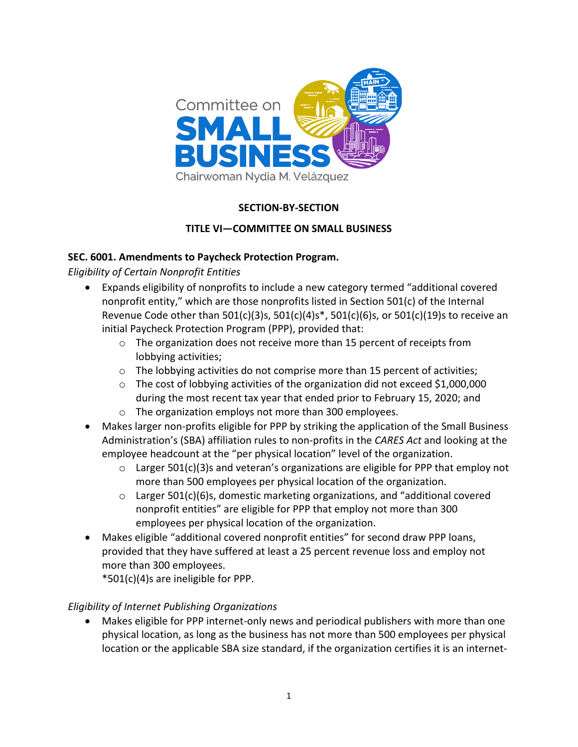Committee on **SMALL BUSINESS**

Chairwoman Nydia M. Velázquez

**SECTION-BY-SECTION**

**TITLE VI—COMMITTEE ON SMALL BUSINESS**

**SEC. 6001. Amendments to Paycheck Protection Program.**

*Eligibility of Certain Nonprofit Entities*

- Expands eligibility of nonprofits to include a new category termed "additional covered nonprofit entity," which are those nonprofits listed in Section 501(c) of the Internal Revenue Code other than 501(c)(3)s, 501(c)(4)s*, 501(c)(6)s, or 501(c)(19)s to receive an initial Paycheck Protection Program (PPP), provided that:
  - The organization does not receive more than 15 percent of receipts from lobbying activities;
  - The lobbying activities do not comprise more than 15 percent of activities;
  - The cost of lobbying activities of the organization did not exceed $1,000,000 during the most recent tax year that ended prior to February 15, 2020; and
  - The organization employs not more than 300 employees.
- Makes larger non-profits eligible for PPP by striking the application of the Small Business Administration's (SBA) affiliation rules to non-profits in the *CARES Act* and looking at the employee headcount at the "per physical location" level of the organization.
  - Larger 501(c)(3)s and veteran's organizations are eligible for PPP that employ not more than 500 employees per physical location of the organization.
  - Larger 501(c)(6)s, domestic marketing organizations, and "additional covered nonprofit entities" are eligible for PPP that employ not more than 300 employees per physical location of the organization.
- Makes eligible "additional covered nonprofit entities" for second draw PPP loans, provided that they have suffered at least a 25 percent revenue loss and employ not more than 300 employees.
  *501(c)(4)s are ineligible for PPP.

*Eligibility of Internet Publishing Organizations*

- Makes eligible for PPP internet-only news and periodical publishers with more than one physical location, as long as the business has not more than 500 employees per physical location or the applicable SBA size standard, if the organization certifies it is an internet-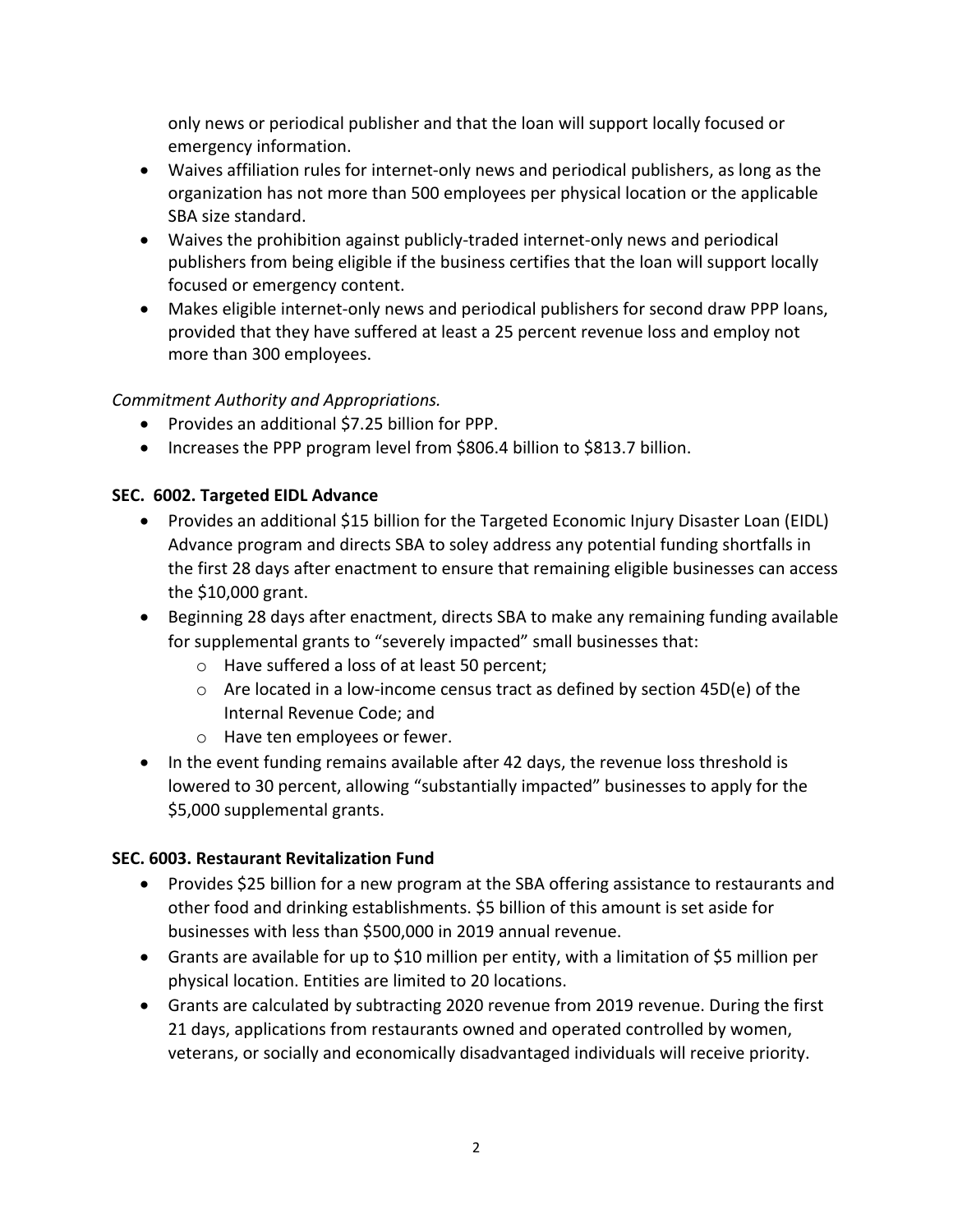only news or periodical publisher and that the loan will support locally focused or emergency information.

- Waives affiliation rules for internet-only news and periodical publishers, as long as the organization has not more than 500 employees per physical location or the applicable SBA size standard.
- Waives the prohibition against publicly-traded internet-only news and periodical publishers from being eligible if the business certifies that the loan will support locally focused or emergency content.
- Makes eligible internet-only news and periodical publishers for second draw PPP loans, provided that they have suffered at least a 25 percent revenue loss and employ not more than 300 employees.

*Commitment Authority and Appropriations.*

- Provides an additional $7.25 billion for PPP.
- Increases the PPP program level from $806.4 billion to $813.7 billion.

**SEC. 6002. Targeted EIDL Advance**

- Provides an additional $15 billion for the Targeted Economic Injury Disaster Loan (EIDL) Advance program and directs SBA to soley address any potential funding shortfalls in the first 28 days after enactment to ensure that remaining eligible businesses can access the $10,000 grant.
- Beginning 28 days after enactment, directs SBA to make any remaining funding available for supplemental grants to "severely impacted" small businesses that:
    - Have suffered a loss of at least 50 percent;
    - Are located in a low-income census tract as defined by section 45D(e) of the Internal Revenue Code; and
    - Have ten employees or fewer.
- In the event funding remains available after 42 days, the revenue loss threshold is lowered to 30 percent, allowing "substantially impacted" businesses to apply for the $5,000 supplemental grants.

**SEC. 6003. Restaurant Revitalization Fund**

- Provides $25 billion for a new program at the SBA offering assistance to restaurants and other food and drinking establishments. $5 billion of this amount is set aside for businesses with less than $500,000 in 2019 annual revenue.
- Grants are available for up to $10 million per entity, with a limitation of $5 million per physical location. Entities are limited to 20 locations.
- Grants are calculated by subtracting 2020 revenue from 2019 revenue. During the first 21 days, applications from restaurants owned and operated controlled by women, veterans, or socially and economically disadvantaged individuals will receive priority.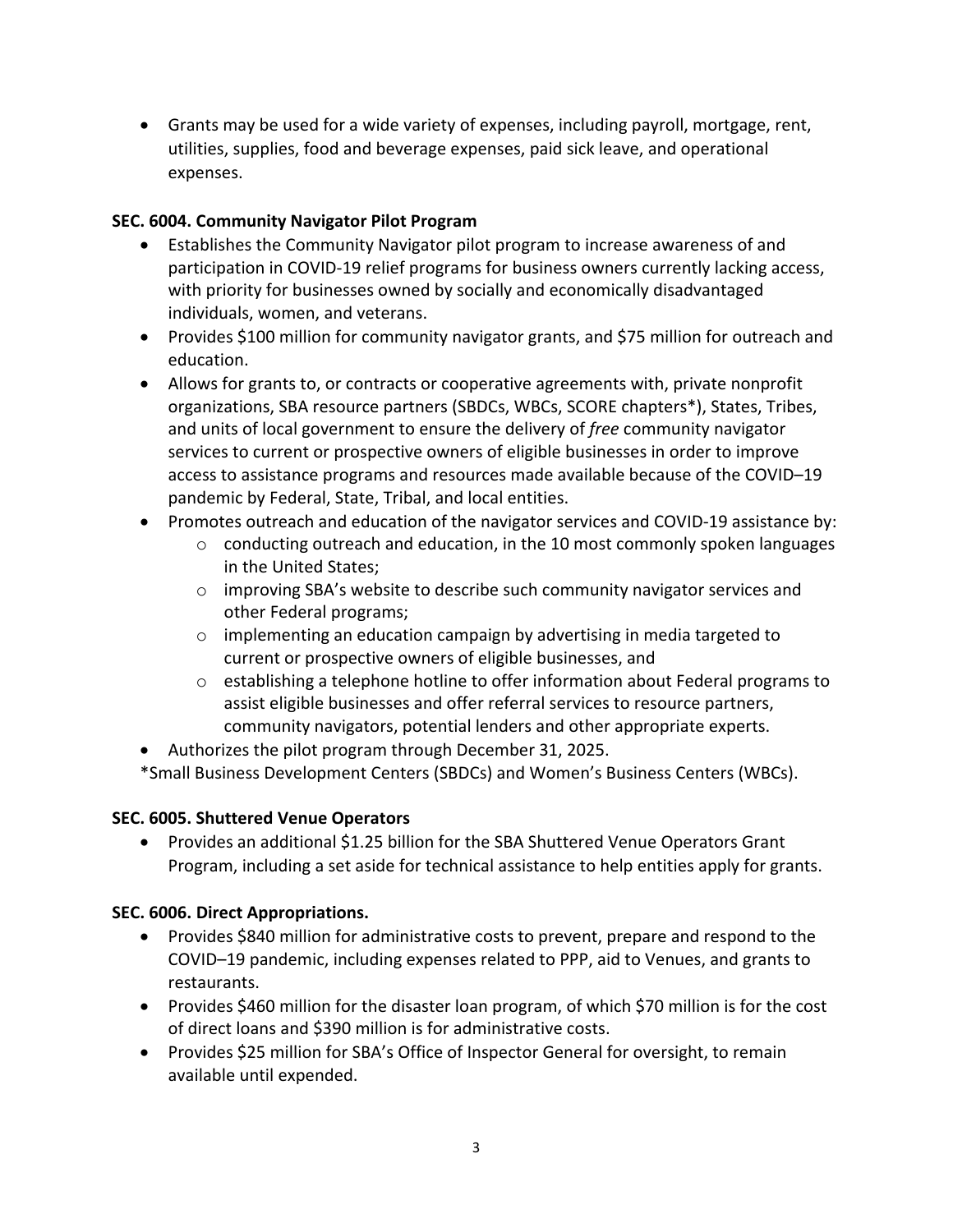- Grants may be used for a wide variety of expenses, including payroll, mortgage, rent, utilities, supplies, food and beverage expenses, paid sick leave, and operational expenses.

**SEC. 6004. Community Navigator Pilot Program**

- Establishes the Community Navigator pilot program to increase awareness of and participation in COVID-19 relief programs for business owners currently lacking access, with priority for businesses owned by socially and economically disadvantaged individuals, women, and veterans.
- Provides $100 million for community navigator grants, and $75 million for outreach and education.
- Allows for grants to, or contracts or cooperative agreements with, private nonprofit organizations, SBA resource partners (SBDCs, WBCs, SCORE chapters*), States, Tribes, and units of local government to ensure the delivery of *free* community navigator services to current or prospective owners of eligible businesses in order to improve access to assistance programs and resources made available because of the COVID–19 pandemic by Federal, State, Tribal, and local entities.
- Promotes outreach and education of the navigator services and COVID-19 assistance by:
  - conducting outreach and education, in the 10 most commonly spoken languages in the United States;
  - improving SBA's website to describe such community navigator services and other Federal programs;
  - implementing an education campaign by advertising in media targeted to current or prospective owners of eligible businesses, and
  - establishing a telephone hotline to offer information about Federal programs to assist eligible businesses and offer referral services to resource partners, community navigators, potential lenders and other appropriate experts.
- Authorizes the pilot program through December 31, 2025.

*Small Business Development Centers (SBDCs) and Women's Business Centers (WBCs).

**SEC. 6005. Shuttered Venue Operators**

- Provides an additional $1.25 billion for the SBA Shuttered Venue Operators Grant Program, including a set aside for technical assistance to help entities apply for grants.

**SEC. 6006. Direct Appropriations.**

- Provides $840 million for administrative costs to prevent, prepare and respond to the COVID–19 pandemic, including expenses related to PPP, aid to Venues, and grants to restaurants.
- Provides $460 million for the disaster loan program, of which $70 million is for the cost of direct loans and $390 million is for administrative costs.
- Provides $25 million for SBA's Office of Inspector General for oversight, to remain available until expended.